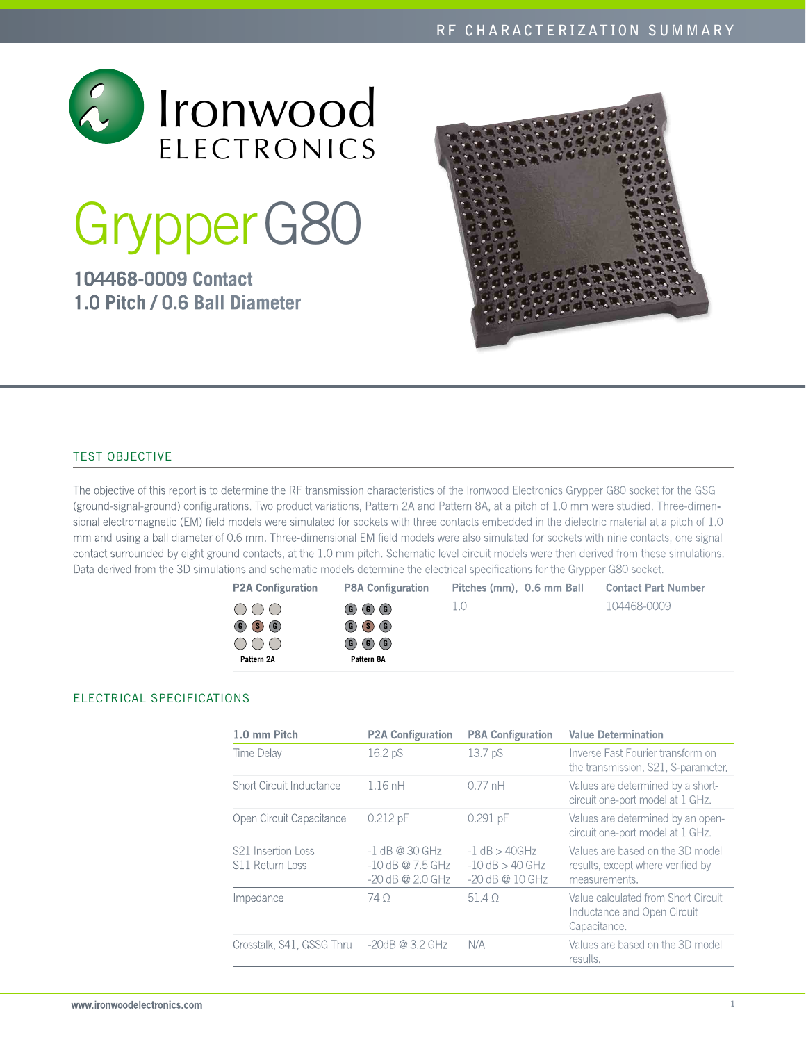RF CHARACTERIZATION SUMMARY

Ironwood ELECTRONICS

# Grypper G80

**104468-0009 Contact**
**1.0 Pitch / 0.6 Ball Diameter**

## TEST OBJECTIVE

The objective of this report is to determine the RF transmission characteristics of the Ironwood Electronics Grypper G80 socket for the GSG (ground-signal-ground) configurations. Two product variations, Pattern 2A and Pattern 8A, at a pitch of 1.0 mm were studied. Three-dimensional electromagnetic (EM) field models were simulated for sockets with three contacts embedded in the dielectric material at a pitch of 1.0 mm and using a ball diameter of 0.6 mm. Three-dimensional EM field models were also simulated for sockets with nine contacts, one signal contact surrounded by eight ground contacts, at the 1.0 mm pitch. Schematic level circuit models were then derived from these simulations. Data derived from the 3D simulations and schematic models determine the electrical specifications for the Grypper G80 socket.

| P2A Configuration | P8A Configuration | Pitches (mm), 0.6 mm Ball | Contact Part Number |
|---|---|---|---|
| ○ ○ ○<br>G S G<br>○ ○ ○<br>Pattern 2A | G G G<br>G S G<br>G G G<br>Pattern 8A | 1.0 | 104468-0009 |

## ELECTRICAL SPECIFICATIONS

| 1.0 mm Pitch | P2A Configuration | P8A Configuration | Value Determination |
|---|---|---|---|
| Time Delay | 16.2 pS | 13.7 pS | Inverse Fast Fourier transform on the transmission, S21, S-parameter. |
| Short Circuit Inductance | 1.16 nH | 0.77 nH | Values are determined by a short-circuit one-port model at 1 GHz. |
| Open Circuit Capacitance | 0.212 pF | 0.291 pF | Values are determined by an open-circuit one-port model at 1 GHz. |
| S21 Insertion Loss<br>S11 Return Loss | -1 dB @ 30 GHz<br>-10 dB @ 7.5 GHz<br>-20 dB @ 2.0 GHz | -1 dB > 40GHz<br>-10 dB > 40 GHz<br>-20 dB @ 10 GHz | Values are based on the 3D model results, except where verified by measurements. |
| Impedance | 74 Ω | 51.4 Ω | Value calculated from Short Circuit Inductance and Open Circuit Capacitance. |
| Crosstalk, S41, GSSG Thru | -20dB @ 3.2 GHz | N/A | Values are based on the 3D model results. |

www.ironwoodelectronics.com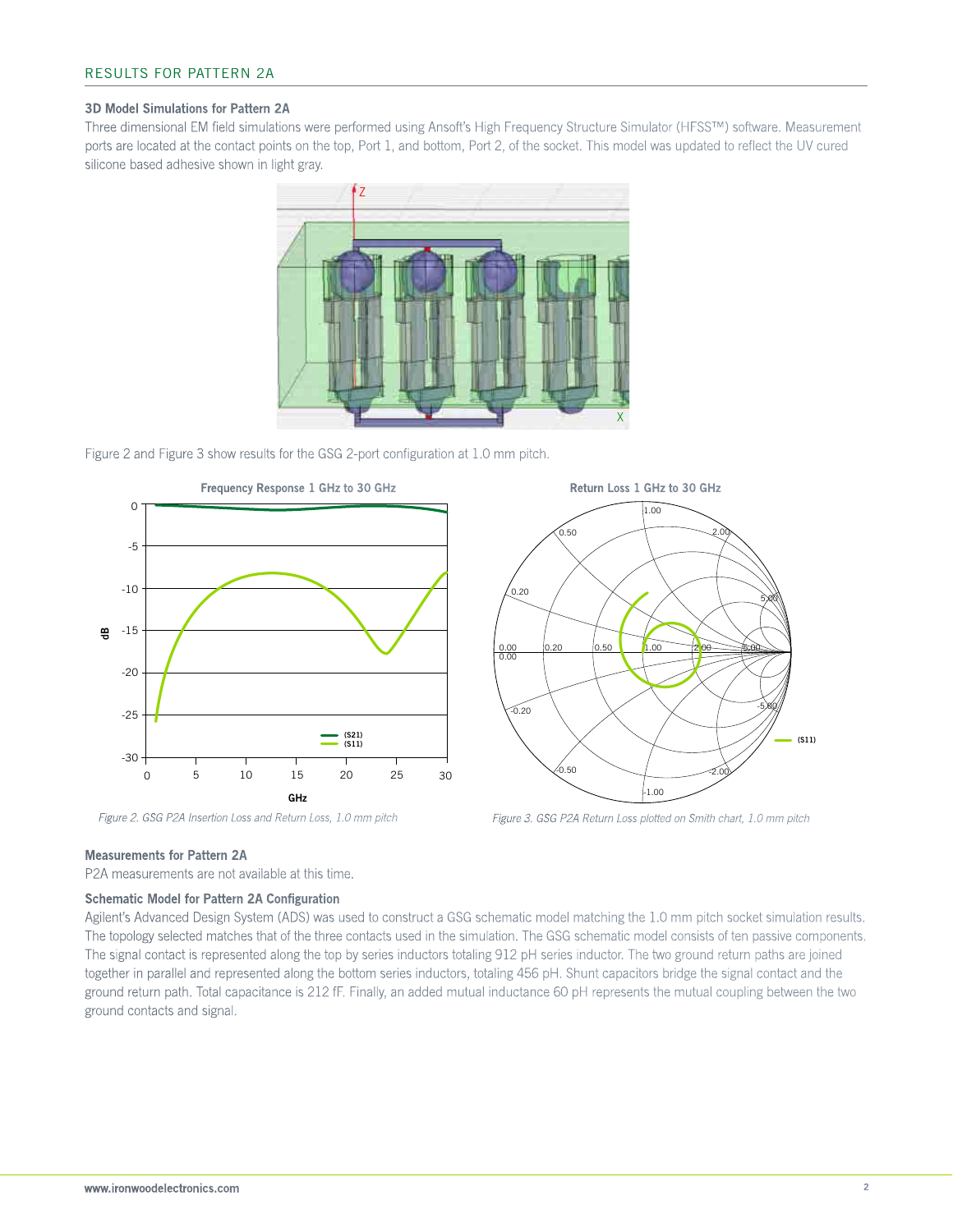## RESULTS FOR PATTERN 2A

### 3D Model Simulations for Pattern 2A

Three dimensional EM field simulations were performed using Ansoft's High Frequency Structure Simulator (HFSS™) software. Measurement ports are located at the contact points on the top, Port 1, and bottom, Port 2, of the socket. This model was updated to reflect the UV cured silicone based adhesive shown in light gray.

Figure 2 and Figure 3 show results for the GSG 2-port configuration at 1.0 mm pitch.

*Figure 2. GSG P2A Insertion Loss and Return Loss, 1.0 mm pitch*

*Figure 3. GSG P2A Return Loss plotted on Smith chart, 1.0 mm pitch*

### Measurements for Pattern 2A

P2A measurements are not available at this time.

### Schematic Model for Pattern 2A Configuration

Agilent's Advanced Design System (ADS) was used to construct a GSG schematic model matching the 1.0 mm pitch socket simulation results. The topology selected matches that of the three contacts used in the simulation. The GSG schematic model consists of ten passive components. The signal contact is represented along the top by series inductors totaling 912 pH series inductor. The two ground return paths are joined together in parallel and represented along the bottom series inductors, totaling 456 pH. Shunt capacitors bridge the signal contact and the ground return path. Total capacitance is 212 fF. Finally, an added mutual inductance 60 pH represents the mutual coupling between the two ground contacts and signal.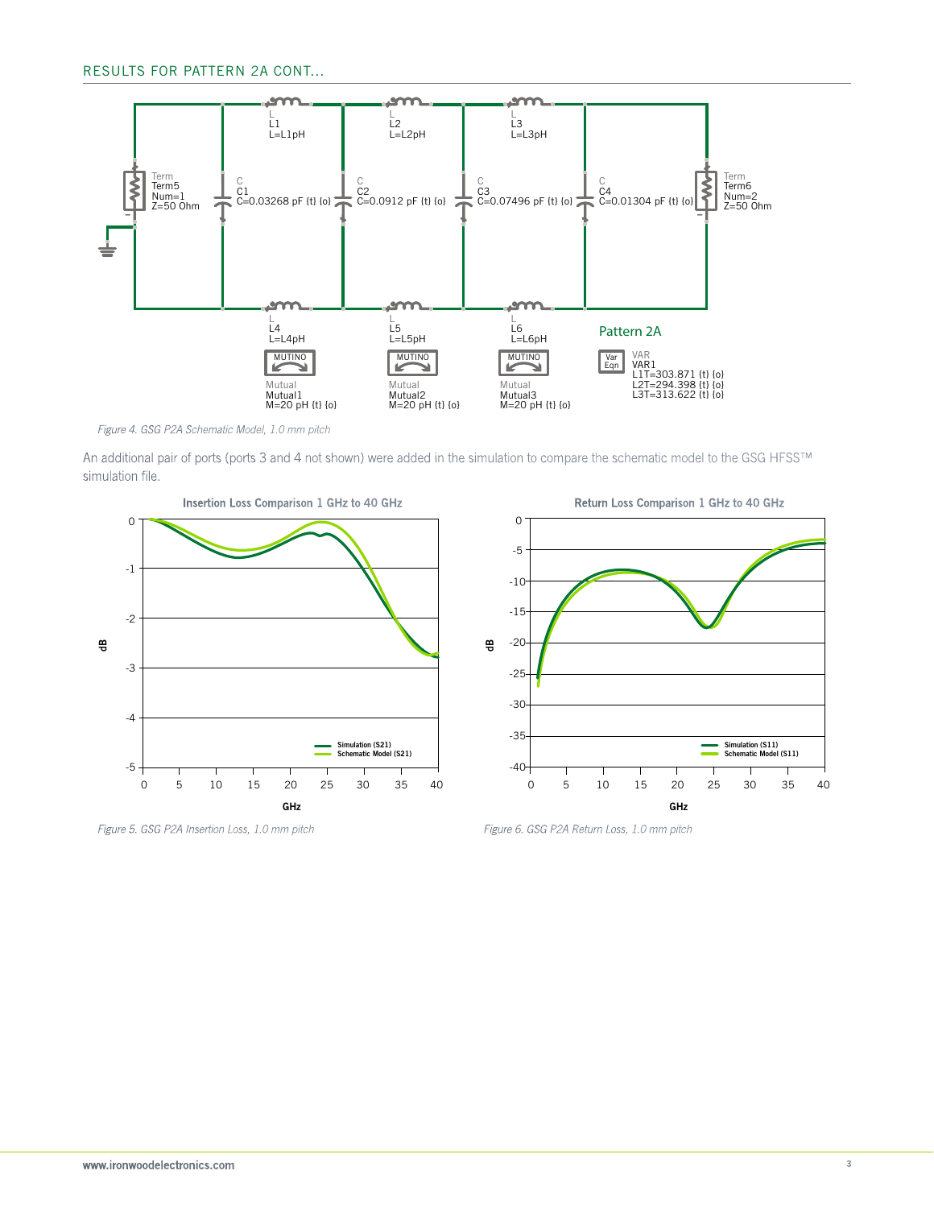## RESULTS FOR PATTERN 2A CONT...

*Figure 4. GSG P2A Schematic Model, 1.0 mm pitch*

An additional pair of ports (ports 3 and 4 not shown) were added in the simulation to compare the schematic model to the GSG HFSS™ simulation file.

*Figure 5. GSG P2A Insertion Loss, 1.0 mm pitch*

*Figure 6. GSG P2A Return Loss, 1.0 mm pitch*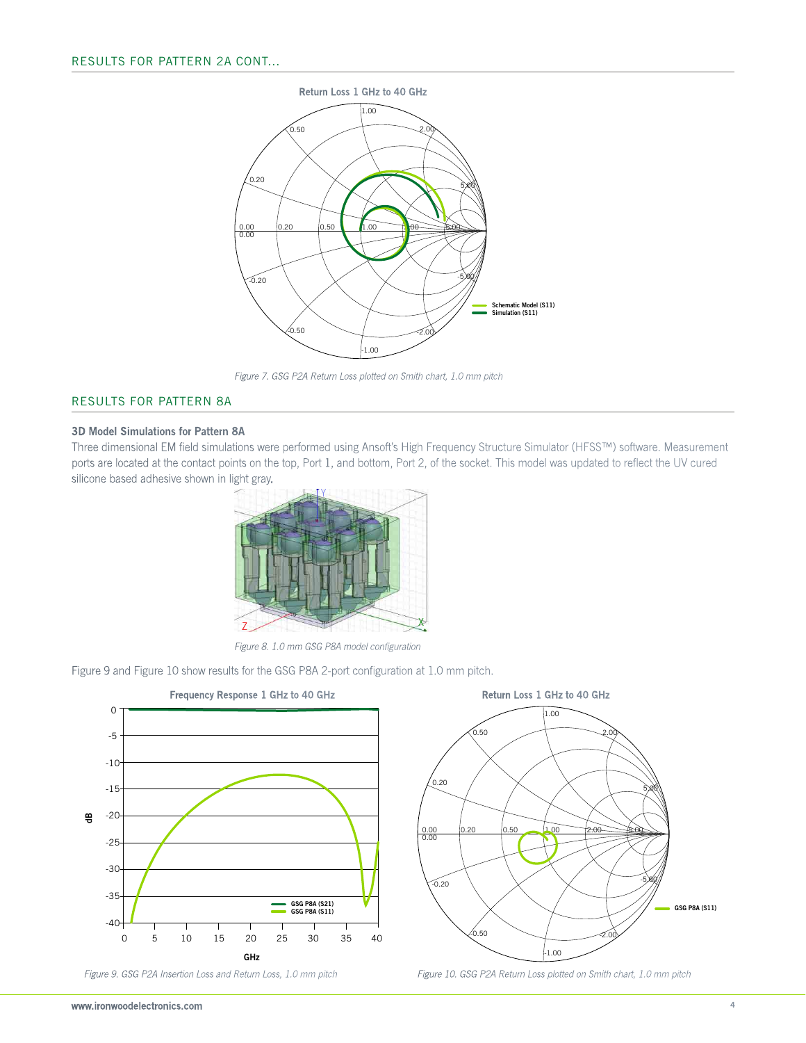## RESULTS FOR PATTERN 2A CONT...

*Figure 7. GSG P2A Return Loss plotted on Smith chart, 1.0 mm pitch*

## RESULTS FOR PATTERN 8A

### 3D Model Simulations for Pattern 8A

Three dimensional EM field simulations were performed using Ansoft's High Frequency Structure Simulator (HFSS™) software. Measurement ports are located at the contact points on the top, Port 1, and bottom, Port 2, of the socket. This model was updated to reflect the UV cured silicone based adhesive shown in light gray.

*Figure 8. 1.0 mm GSG P8A model configuration*

Figure 9 and Figure 10 show results for the GSG P8A 2-port configuration at 1.0 mm pitch.

*Figure 9. GSG P2A Insertion Loss and Return Loss, 1.0 mm pitch*

*Figure 10. GSG P2A Return Loss plotted on Smith chart, 1.0 mm pitch*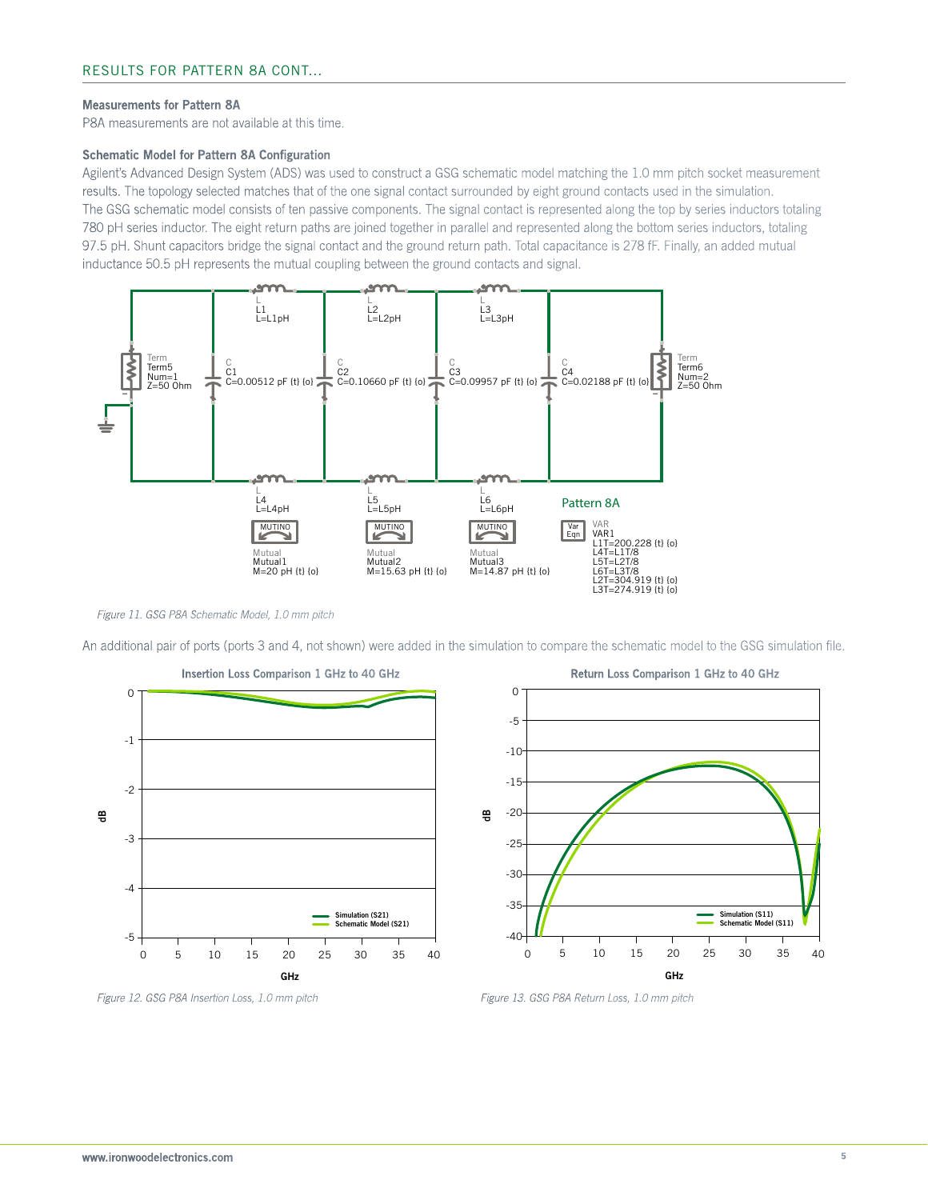## RESULTS FOR PATTERN 8A CONT...

### Measurements for Pattern 8A

P8A measurements are not available at this time.

### Schematic Model for Pattern 8A Configuration

Agilent's Advanced Design System (ADS) was used to construct a GSG schematic model matching the 1.0 mm pitch socket measurement results. The topology selected matches that of the one signal contact surrounded by eight ground contacts used in the simulation. The GSG schematic model consists of ten passive components. The signal contact is represented along the top by series inductors totaling 780 pH series inductor. The eight return paths are joined together in parallel and represented along the bottom series inductors, totaling 97.5 pH. Shunt capacitors bridge the signal contact and the ground return path. Total capacitance is 278 fF. Finally, an added mutual inductance 50.5 pH represents the mutual coupling between the ground contacts and signal.

*Figure 11. GSG P8A Schematic Model, 1.0 mm pitch*

An additional pair of ports (ports 3 and 4, not shown) were added in the simulation to compare the schematic model to the GSG simulation file.

*Figure 12. GSG P8A Insertion Loss, 1.0 mm pitch*

*Figure 13. GSG P8A Return Loss, 1.0 mm pitch*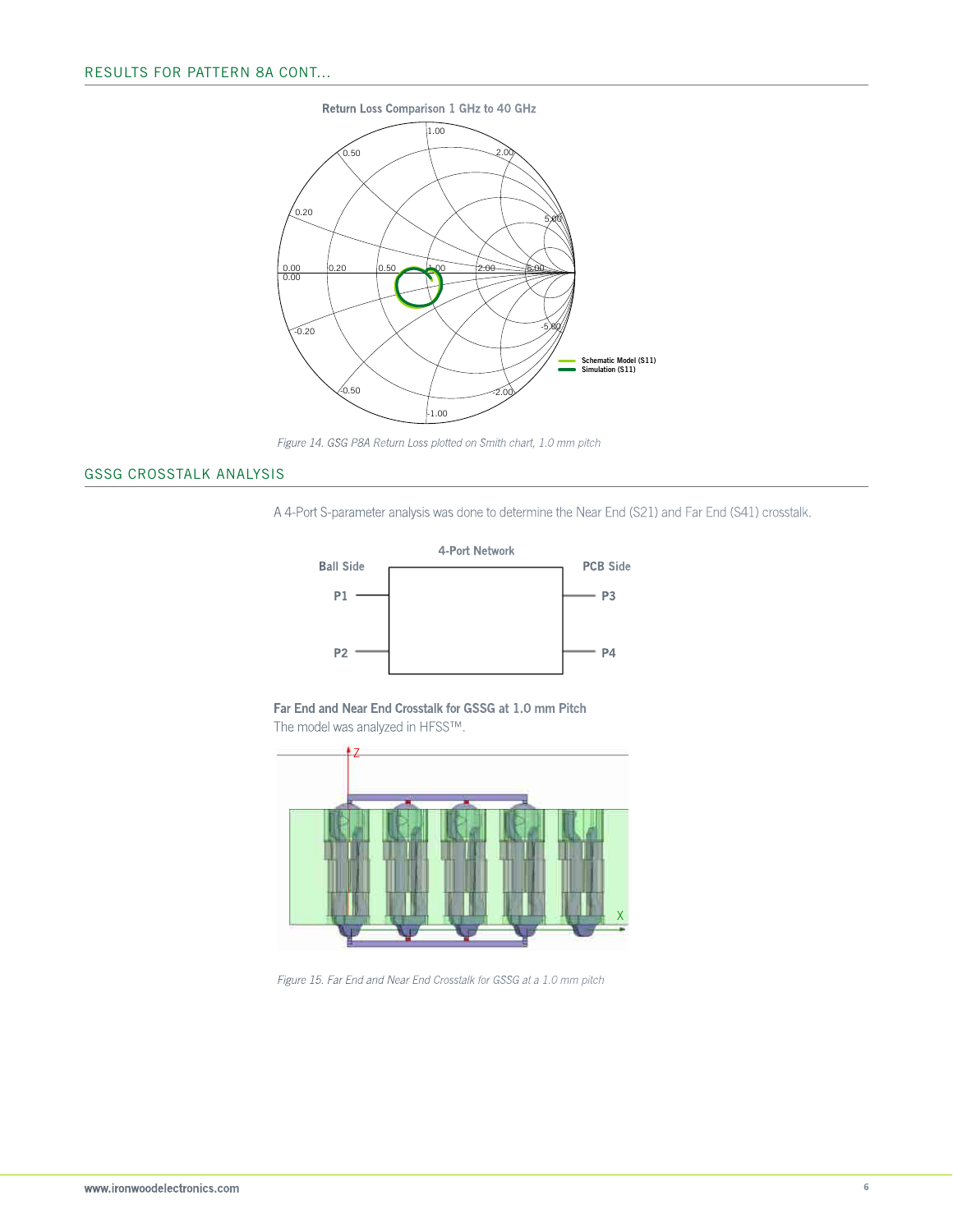## RESULTS FOR PATTERN 8A CONT...

Return Loss Comparison 1 GHz to 40 GHz

Figure 14. GSG P8A Return Loss plotted on Smith chart, 1.0 mm pitch

## GSSG CROSSTALK ANALYSIS

A 4-Port S-parameter analysis was done to determine the Near End (S21) and Far End (S41) crosstalk.

Figure 15. Far End and Near End Crosstalk for GSSG at a 1.0 mm pitch

**Far End and Near End Crosstalk for GSSG at 1.0 mm Pitch**

The model was analyzed in HFSS™.

Figure 15. Far End and Near End Crosstalk for GSSG at a 1.0 mm pitch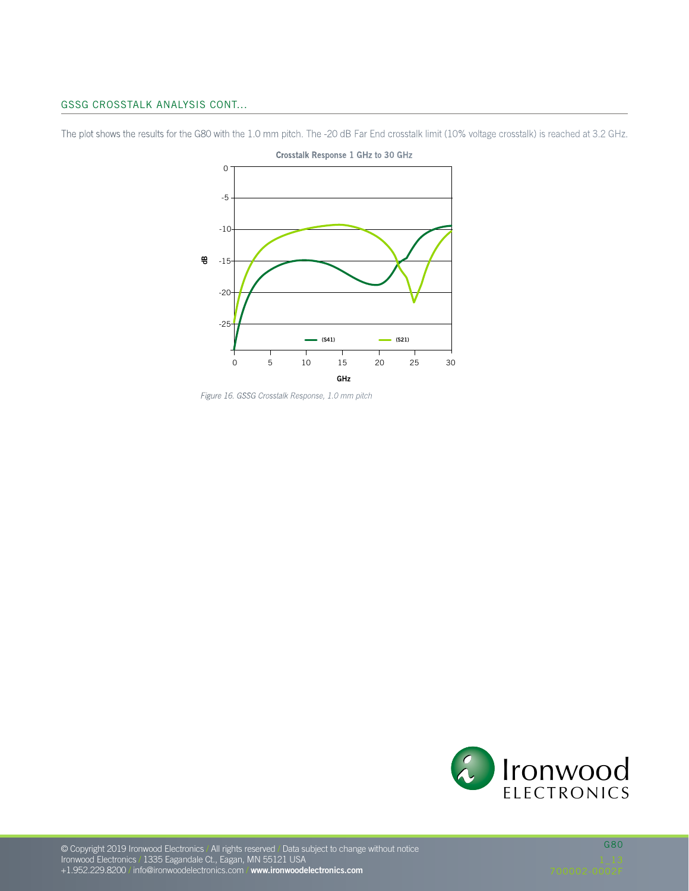## GSSG CROSSTALK ANALYSIS CONT...

The plot shows the results for the G80 with the 1.0 mm pitch. The -20 dB Far End crosstalk limit (10% voltage crosstalk) is reached at 3.2 GHz.

Crosstalk Response 1 GHz to 30 GHz

dB

0
-5
-10
-15
-20
-25

(S41)
(S21)

0
5
10
15
20
25
30

GHz

*Figure 16. GSSG Crosstalk Response, 1.0 mm pitch*